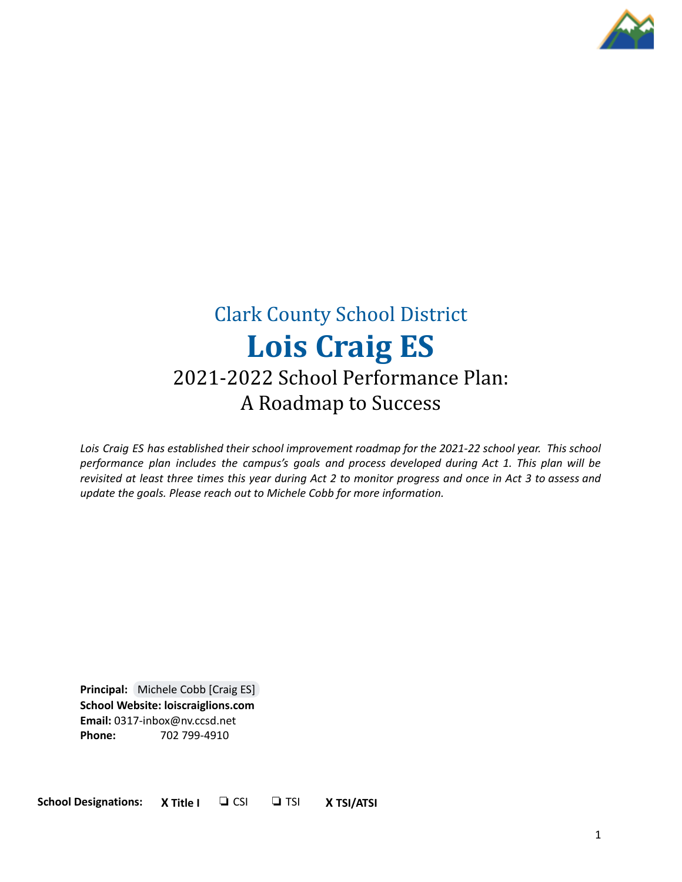Clark County School District

# Lois Craig ES

## 2021-2022 School Performance Plan: A Roadmap to Success

*Lois Craig ES has established their school improvement roadmap for the 2021-22 school year. This school performance plan includes the campus's goals and process developed during Act 1. This plan will be revisited at least three times this year during Act 2 to monitor progress and once in Act 3 to assess and update the goals. Please reach out to Michele Cobb for more information.*

**Principal:** Michele Cobb [Craig ES]
**School Website: loiscraiglions.com**
**Email:** 0317-inbox@nv.ccsd.net
**Phone:** 702 799-4910

**School Designations:** **X Title I** ❏ CSI ❏ TSI **X TSI/ATSI**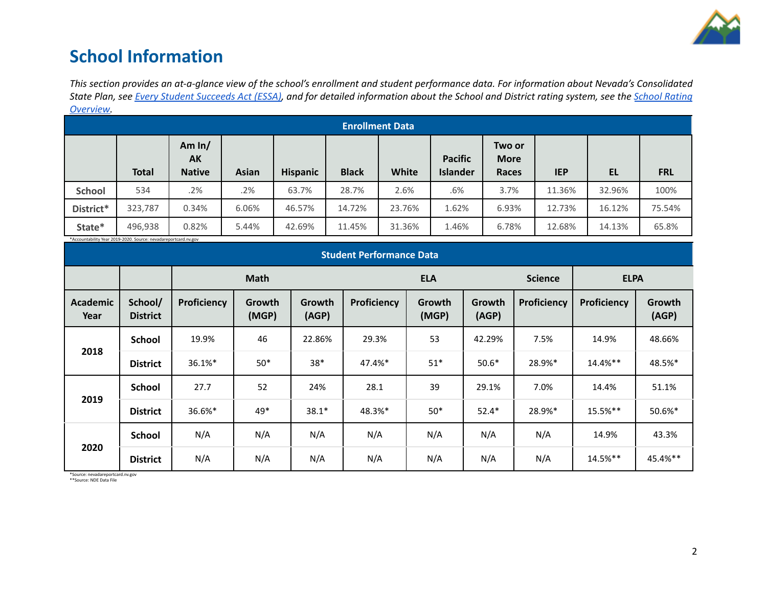# School Information

*This section provides an at-a-glance view of the school's enrollment and student performance data. For information about Nevada's Consolidated State Plan, see [Every Student Succeeds Act (ESSA)](), and for detailed information about the School and District rating system, see the [School Rating Overview]().*

| Enrollment Data | | | | | | | | | | | |
|---|---|---|---|---|---|---|---|---|---|---|---|
| | **Total** | **Am In/ AK Native** | **Asian** | **Hispanic** | **Black** | **White** | **Pacific Islander** | **Two or More Races** | **IEP** | **EL** | **FRL** |
| **School** | 534 | .2% | .2% | 63.7% | 28.7% | 2.6% | .6% | 3.7% | 11.36% | 32.96% | 100% |
| **District*** | 323,787 | 0.34% | 6.06% | 46.57% | 14.72% | 23.76% | 1.62% | 6.93% | 12.73% | 16.12% | 75.54% |
| **State*** | 496,938 | 0.82% | 5.44% | 42.69% | 11.45% | 31.36% | 1.46% | 6.78% | 12.68% | 14.13% | 65.8% |

*Accountability Year 2019-2020. Source: nevadareportcard.nv.gov

| Student Performance Data | | | | | | | | | | |
|---|---|---|---|---|---|---|---|---|---|---|
| | | **Math** | | | **ELA** | | | **Science** | **ELPA** | |
| **Academic Year** | **School/ District** | **Proficiency** | **Growth (MGP)** | **Growth (AGP)** | **Proficiency** | **Growth (MGP)** | **Growth (AGP)** | **Proficiency** | **Proficiency** | **Growth (AGP)** |
| **2018** | **School** | 19.9% | 46 | 22.86% | 29.3% | 53 | 42.29% | 7.5% | 14.9% | 48.66% |
| | **District** | 36.1%* | 50* | 38* | 47.4%* | 51* | 50.6* | 28.9%* | 14.4%** | 48.5%* |
| **2019** | **School** | 27.7 | 52 | 24% | 28.1 | 39 | 29.1% | 7.0% | 14.4% | 51.1% |
| | **District** | 36.6%* | 49* | 38.1* | 48.3%* | 50* | 52.4* | 28.9%* | 15.5%** | 50.6%* |
| **2020** | **School** | N/A | N/A | N/A | N/A | N/A | N/A | N/A | 14.9% | 43.3% |
| | **District** | N/A | N/A | N/A | N/A | N/A | N/A | N/A | 14.5%** | 45.4%** |

*Source: nevadareportcard.nv.gov
**Source: NDE Data File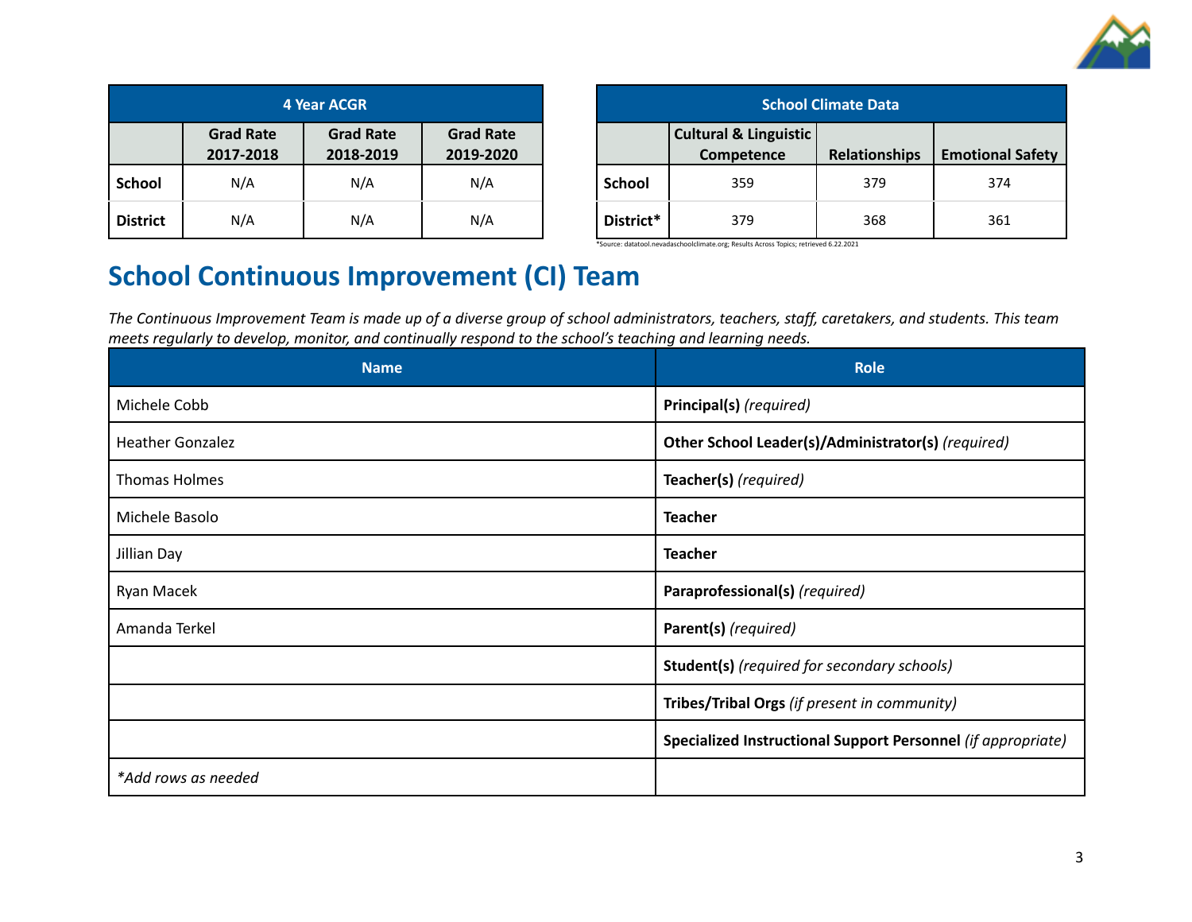| 4 Year ACGR | | | |
|---|---|---|---|
| | Grad Rate 2017-2018 | Grad Rate 2018-2019 | Grad Rate 2019-2020 |
| **School** | N/A | N/A | N/A |
| **District** | N/A | N/A | N/A |

| School Climate Data | | | |
|---|---|---|---|
| | Cultural & Linguistic Competence | Relationships | Emotional Safety |
| **School** | 359 | 379 | 374 |
| **District*** | 379 | 368 | 361 |

*Source: datatool.nevadaschoolclimate.org; Results Across Topics; retrieved 6.22.2021

## School Continuous Improvement (CI) Team

*The Continuous Improvement Team is made up of a diverse group of school administrators, teachers, staff, caretakers, and students. This team meets regularly to develop, monitor, and continually respond to the school's teaching and learning needs.*

| Name | Role |
|---|---|
| Michele Cobb | **Principal(s)** *(required)* |
| Heather Gonzalez | **Other School Leader(s)/Administrator(s)** *(required)* |
| Thomas Holmes | **Teacher(s)** *(required)* |
| Michele Basolo | **Teacher** |
| Jillian Day | **Teacher** |
| Ryan Macek | **Paraprofessional(s)** *(required)* |
| Amanda Terkel | **Parent(s)** *(required)* |
| | **Student(s)** *(required for secondary schools)* |
| | **Tribes/Tribal Orgs** *(if present in community)* |
| | **Specialized Instructional Support Personnel** *(if appropriate)* |
| *\*Add rows as needed* | |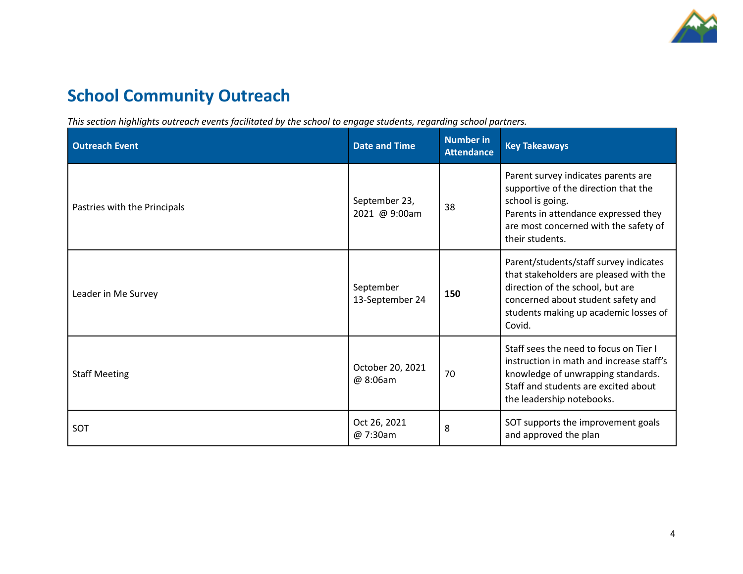# School Community Outreach

*This section highlights outreach events facilitated by the school to engage students, regarding school partners.*

| Outreach Event | Date and Time | Number in Attendance | Key Takeaways |
|---|---|---|---|
| Pastries with the Principals | September 23, 2021 @ 9:00am | 38 | Parent survey indicates parents are supportive of the direction that the school is going.<br>Parents in attendance expressed they are most concerned with the safety of their students. |
| Leader in Me Survey | September 13-September 24 | **150** | Parent/students/staff survey indicates that stakeholders are pleased with the direction of the school, but are concerned about student safety and students making up academic losses of Covid. |
| Staff Meeting | October 20, 2021 @ 8:06am | 70 | Staff sees the need to focus on Tier I instruction in math and increase staff's knowledge of unwrapping standards. Staff and students are excited about the leadership notebooks. |
| SOT | Oct 26, 2021 @ 7:30am | 8 | SOT supports the improvement goals and approved the plan |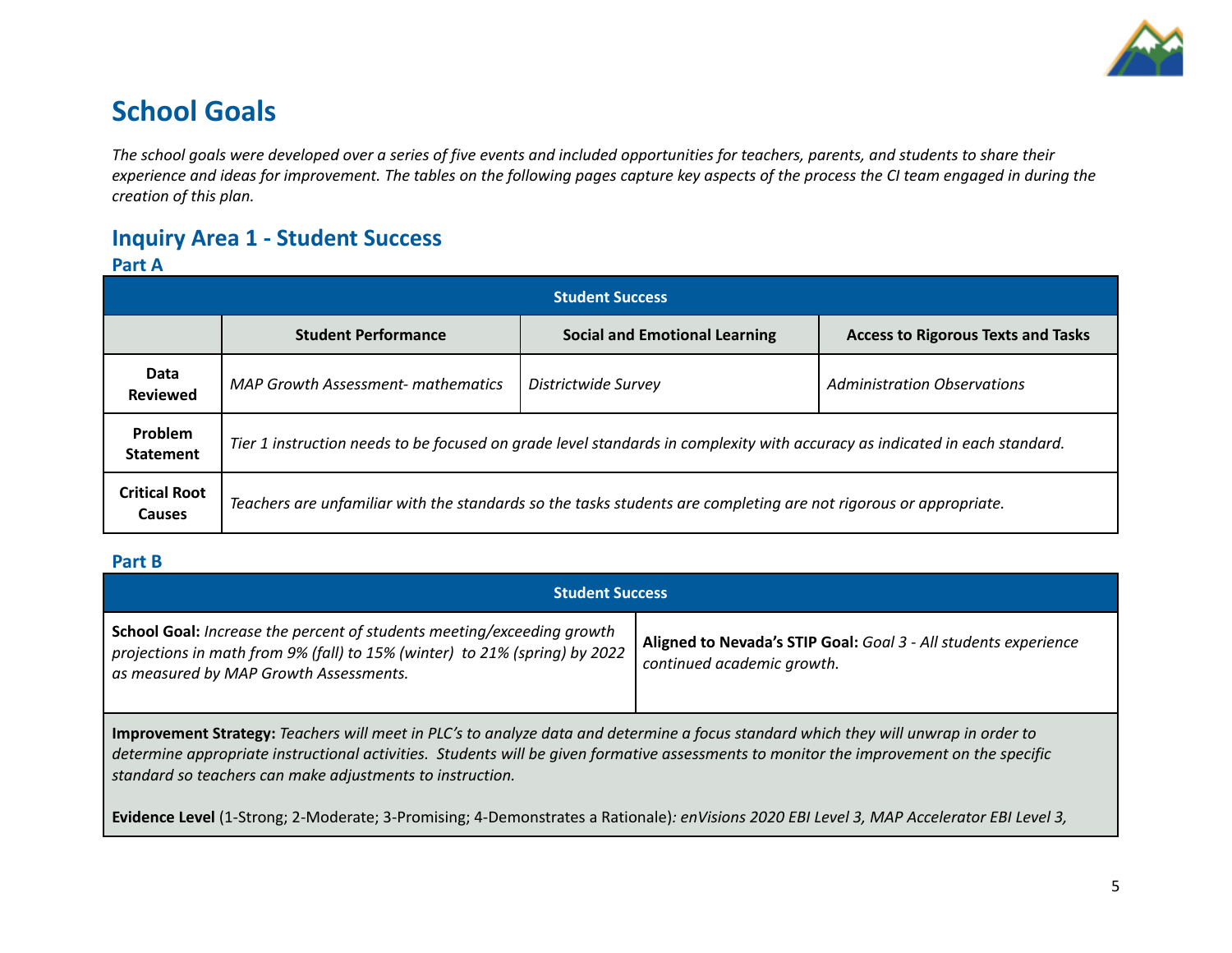# School Goals

*The school goals were developed over a series of five events and included opportunities for teachers, parents, and students to share their experience and ideas for improvement. The tables on the following pages capture key aspects of the process the CI team engaged in during the creation of this plan.*

## Inquiry Area 1 - Student Success

### Part A

| Student Success | | | |
|---|---|---|---|
| | **Student Performance** | **Social and Emotional Learning** | **Access to Rigorous Texts and Tasks** |
| **Data Reviewed** | *MAP Growth Assessment- mathematics* | *Districtwide Survey* | *Administration Observations* |
| **Problem Statement** | *Tier 1 instruction needs to be focused on grade level standards in complexity with accuracy as indicated in each standard.* | | |
| **Critical Root Causes** | *Teachers are unfamiliar with the standards so the tasks students are completing are not rigorous or appropriate.* | | |

### Part B

| Student Success | |
|---|---|
| **School Goal:** *Increase the percent of students meeting/exceeding growth projections in math from 9% (fall) to 15% (winter) to 21% (spring) by 2022 as measured by MAP Growth Assessments.* | **Aligned to Nevada's STIP Goal:** *Goal 3 - All students experience continued academic growth.* |
| **Improvement Strategy:** *Teachers will meet in PLC's to analyze data and determine a focus standard which they will unwrap in order to determine appropriate instructional activities. Students will be given formative assessments to monitor the improvement on the specific standard so teachers can make adjustments to instruction.*<br><br>**Evidence Level** (1-Strong; 2-Moderate; 3-Promising; 4-Demonstrates a Rationale)*: enVisions 2020 EBI Level 3, MAP Accelerator EBI Level 3,* | |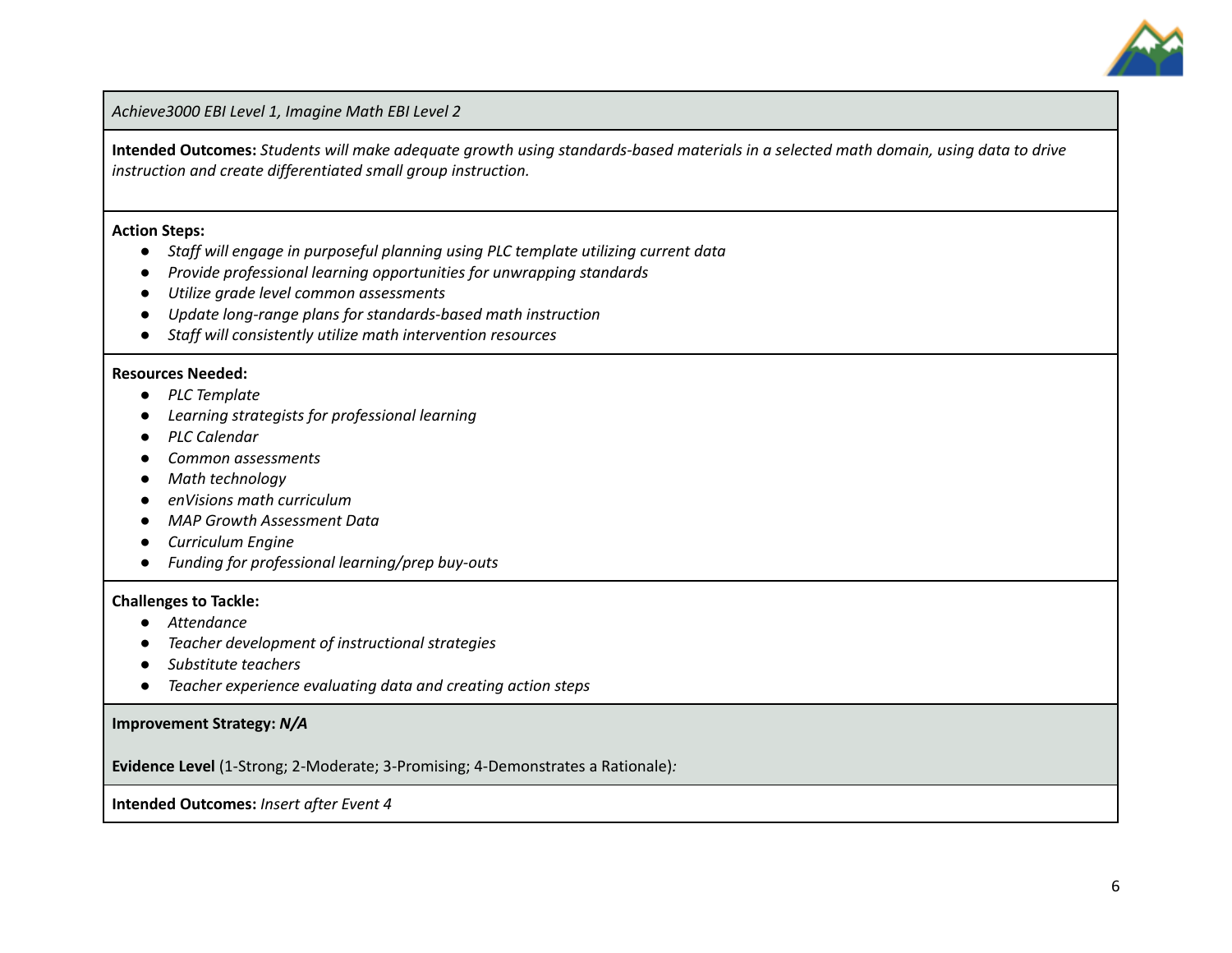*Achieve3000 EBI Level 1, Imagine Math EBI Level 2*

**Intended Outcomes:** *Students will make adequate growth using standards-based materials in a selected math domain, using data to drive instruction and create differentiated small group instruction.*

**Action Steps:**

- *Staff will engage in purposeful planning using PLC template utilizing current data*
- *Provide professional learning opportunities for unwrapping standards*
- *Utilize grade level common assessments*
- *Update long-range plans for standards-based math instruction*
- *Staff will consistently utilize math intervention resources*

**Resources Needed:**

- *PLC Template*
- *Learning strategists for professional learning*
- *PLC Calendar*
- *Common assessments*
- *Math technology*
- *enVisions math curriculum*
- *MAP Growth Assessment Data*
- *Curriculum Engine*
- *Funding for professional learning/prep buy-outs*

**Challenges to Tackle:**

- *Attendance*
- *Teacher development of instructional strategies*
- *Substitute teachers*
- *Teacher experience evaluating data and creating action steps*

**Improvement Strategy:** ***N/A***

**Evidence Level** (1-Strong; 2-Moderate; 3-Promising; 4-Demonstrates a Rationale)*:*

**Intended Outcomes:** *Insert after Event 4*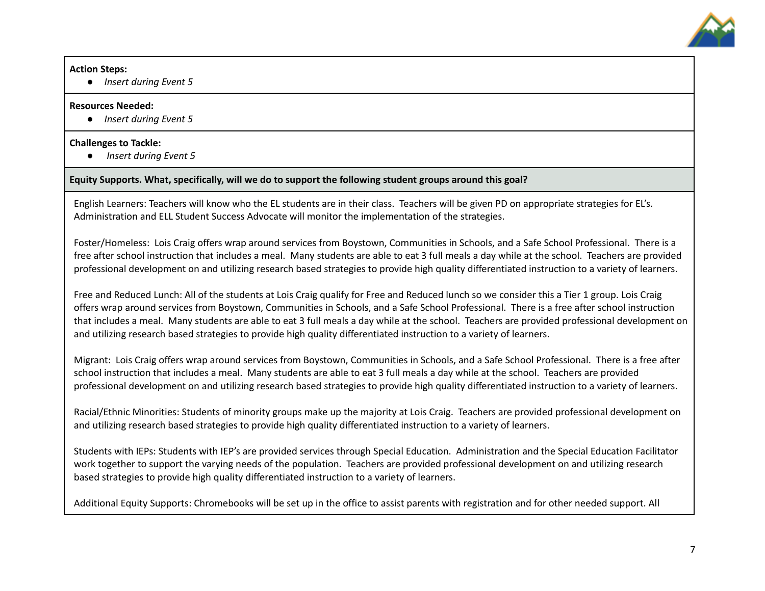**Action Steps:**

- *Insert during Event 5*

**Resources Needed:**

- *Insert during Event 5*

**Challenges to Tackle:**

- *Insert during Event 5*

**Equity Supports. What, specifically, will we do to support the following student groups around this goal?**

English Learners: Teachers will know who the EL students are in their class. Teachers will be given PD on appropriate strategies for EL's. Administration and ELL Student Success Advocate will monitor the implementation of the strategies.

Foster/Homeless: Lois Craig offers wrap around services from Boystown, Communities in Schools, and a Safe School Professional. There is a free after school instruction that includes a meal. Many students are able to eat 3 full meals a day while at the school. Teachers are provided professional development on and utilizing research based strategies to provide high quality differentiated instruction to a variety of learners.

Free and Reduced Lunch: All of the students at Lois Craig qualify for Free and Reduced lunch so we consider this a Tier 1 group. Lois Craig offers wrap around services from Boystown, Communities in Schools, and a Safe School Professional. There is a free after school instruction that includes a meal. Many students are able to eat 3 full meals a day while at the school. Teachers are provided professional development on and utilizing research based strategies to provide high quality differentiated instruction to a variety of learners.

Migrant: Lois Craig offers wrap around services from Boystown, Communities in Schools, and a Safe School Professional. There is a free after school instruction that includes a meal. Many students are able to eat 3 full meals a day while at the school. Teachers are provided professional development on and utilizing research based strategies to provide high quality differentiated instruction to a variety of learners.

Racial/Ethnic Minorities: Students of minority groups make up the majority at Lois Craig. Teachers are provided professional development on and utilizing research based strategies to provide high quality differentiated instruction to a variety of learners.

Students with IEPs: Students with IEP's are provided services through Special Education. Administration and the Special Education Facilitator work together to support the varying needs of the population. Teachers are provided professional development on and utilizing research based strategies to provide high quality differentiated instruction to a variety of learners.

Additional Equity Supports: Chromebooks will be set up in the office to assist parents with registration and for other needed support. All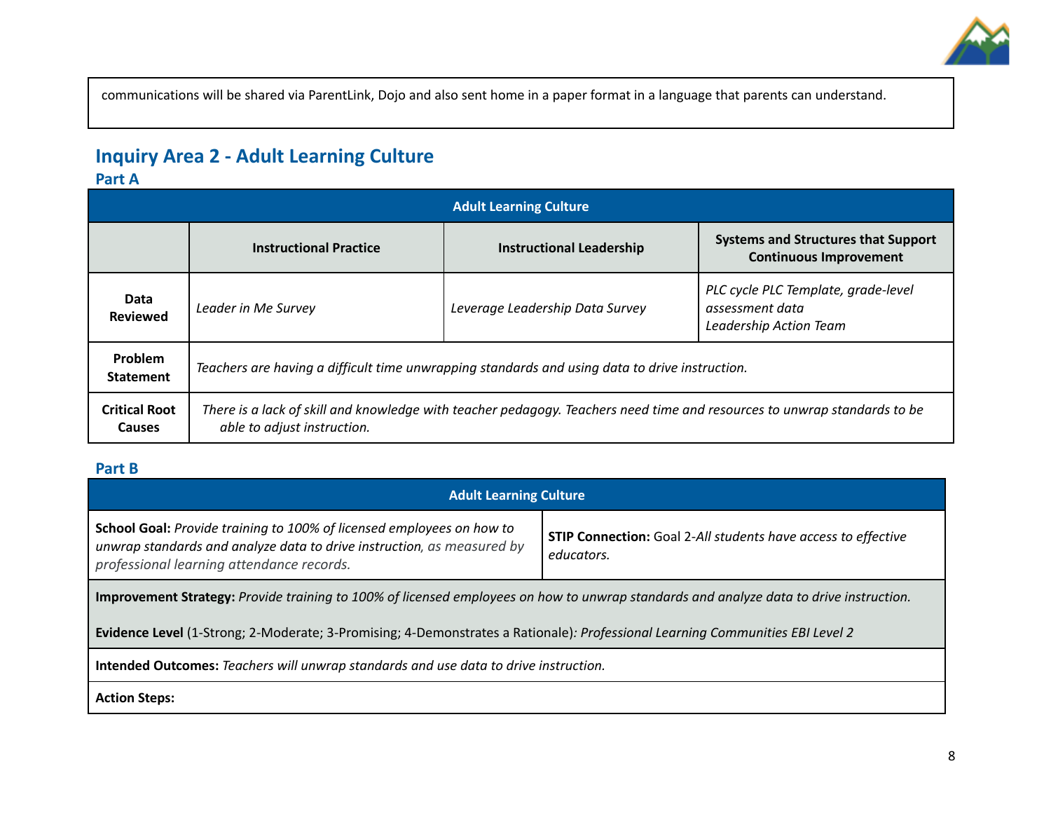| communications will be shared via ParentLink, Dojo and also sent home in a paper format in a language that parents can understand. |
|---|

## Inquiry Area 2 - Adult Learning Culture

### Part A

| Adult Learning Culture | | | |
|---|---|---|---|
| | **Instructional Practice** | **Instructional Leadership** | **Systems and Structures that Support Continuous Improvement** |
| **Data Reviewed** | *Leader in Me Survey* | *Leverage Leadership Data Survey* | *PLC cycle PLC Template, grade-level assessment data Leadership Action Team* |
| **Problem Statement** | *Teachers are having a difficult time unwrapping standards and using data to drive instruction.* | | |
| **Critical Root Causes** | *There is a lack of skill and knowledge with teacher pedagogy. Teachers need time and resources to unwrap standards to be able to adjust instruction.* | | |

### Part B

| Adult Learning Culture | |
|---|---|
| **School Goal:** *Provide training to 100% of licensed employees on how to unwrap standards and analyze data to drive instruction, as measured by professional learning attendance records.* | **STIP Connection:** Goal 2-*All students have access to effective educators.* |
| **Improvement Strategy:** *Provide training to 100% of licensed employees on how to unwrap standards and analyze data to drive instruction.*<br><br>**Evidence Level** (1-Strong; 2-Moderate; 3-Promising; 4-Demonstrates a Rationale)*: Professional Learning Communities EBI Level 2* | |
| **Intended Outcomes:** *Teachers will unwrap standards and use data to drive instruction.* | |
| **Action Steps:** | |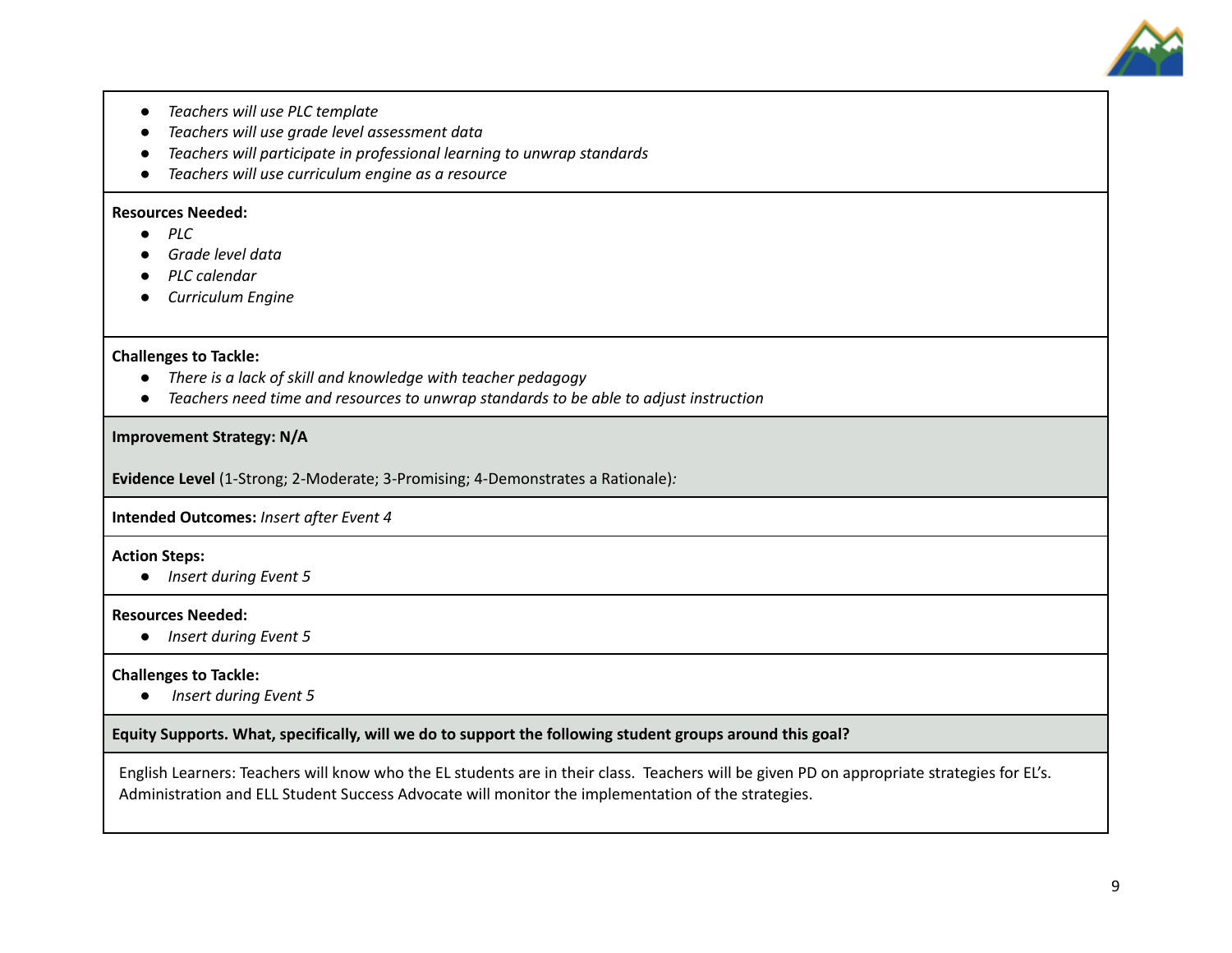- *Teachers will use PLC template*
- *Teachers will use grade level assessment data*
- *Teachers will participate in professional learning to unwrap standards*
- *Teachers will use curriculum engine as a resource*

**Resources Needed:**

- *PLC*
- *Grade level data*
- *PLC calendar*
- *Curriculum Engine*

**Challenges to Tackle:**

- *There is a lack of skill and knowledge with teacher pedagogy*
- *Teachers need time and resources to unwrap standards to be able to adjust instruction*

**Improvement Strategy: N/A**

**Evidence Level** (1-Strong; 2-Moderate; 3-Promising; 4-Demonstrates a Rationale)*:*

**Intended Outcomes:** *Insert after Event 4*

**Action Steps:**

- *Insert during Event 5*

**Resources Needed:**

- *Insert during Event 5*

**Challenges to Tackle:**

- *Insert during Event 5*

**Equity Supports. What, specifically, will we do to support the following student groups around this goal?**

English Learners: Teachers will know who the EL students are in their class. Teachers will be given PD on appropriate strategies for EL's. Administration and ELL Student Success Advocate will monitor the implementation of the strategies.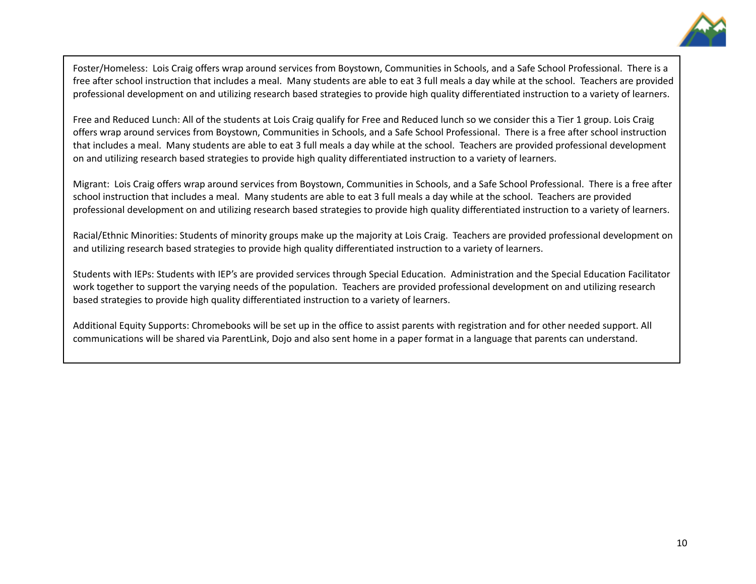Foster/Homeless: Lois Craig offers wrap around services from Boystown, Communities in Schools, and a Safe School Professional. There is a free after school instruction that includes a meal. Many students are able to eat 3 full meals a day while at the school. Teachers are provided professional development on and utilizing research based strategies to provide high quality differentiated instruction to a variety of learners.

Free and Reduced Lunch: All of the students at Lois Craig qualify for Free and Reduced lunch so we consider this a Tier 1 group. Lois Craig offers wrap around services from Boystown, Communities in Schools, and a Safe School Professional. There is a free after school instruction that includes a meal. Many students are able to eat 3 full meals a day while at the school. Teachers are provided professional development on and utilizing research based strategies to provide high quality differentiated instruction to a variety of learners.

Migrant: Lois Craig offers wrap around services from Boystown, Communities in Schools, and a Safe School Professional. There is a free after school instruction that includes a meal. Many students are able to eat 3 full meals a day while at the school. Teachers are provided professional development on and utilizing research based strategies to provide high quality differentiated instruction to a variety of learners.

Racial/Ethnic Minorities: Students of minority groups make up the majority at Lois Craig. Teachers are provided professional development on and utilizing research based strategies to provide high quality differentiated instruction to a variety of learners.

Students with IEPs: Students with IEP's are provided services through Special Education. Administration and the Special Education Facilitator work together to support the varying needs of the population. Teachers are provided professional development on and utilizing research based strategies to provide high quality differentiated instruction to a variety of learners.

Additional Equity Supports: Chromebooks will be set up in the office to assist parents with registration and for other needed support. All communications will be shared via ParentLink, Dojo and also sent home in a paper format in a language that parents can understand.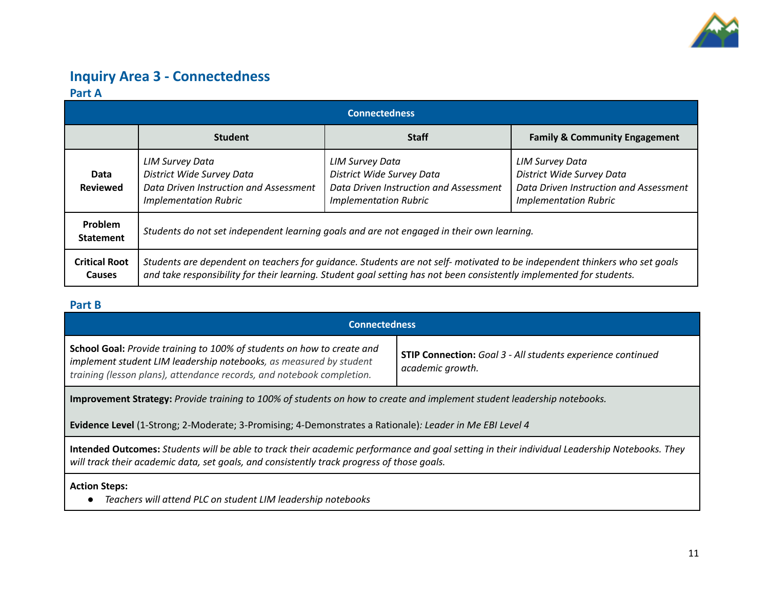## Inquiry Area 3 - Connectedness

### Part A

| Connectedness | | | |
|---|---|---|---|
| | **Student** | **Staff** | **Family & Community Engagement** |
| **Data Reviewed** | *LIM Survey Data*<br>*District Wide Survey Data*<br>*Data Driven Instruction and Assessment Implementation Rubric* | *LIM Survey Data*<br>*District Wide Survey Data*<br>*Data Driven Instruction and Assessment Implementation Rubric* | *LIM Survey Data*<br>*District Wide Survey Data*<br>*Data Driven Instruction and Assessment Implementation Rubric* |
| **Problem Statement** | *Students do not set independent learning goals and are not engaged in their own learning.* | | |
| **Critical Root Causes** | *Students are dependent on teachers for guidance. Students are not self- motivated to be independent thinkers who set goals and take responsibility for their learning. Student goal setting has not been consistently implemented for students.* | | |

### Part B

| Connectedness | |
|---|---|
| **School Goal:** *Provide training to 100% of students on how to create and implement student LIM leadership notebooks, as measured by student training (lesson plans), attendance records, and notebook completion.* | **STIP Connection:** *Goal 3 - All students experience continued academic growth.* |
| **Improvement Strategy:** *Provide training to 100% of students on how to create and implement student leadership notebooks.*<br><br>**Evidence Level** (1-Strong; 2-Moderate; 3-Promising; 4-Demonstrates a Rationale)*: Leader in Me EBI Level 4* | |
| **Intended Outcomes:** *Students will be able to track their academic performance and goal setting in their individual Leadership Notebooks. They will track their academic data, set goals, and consistently track progress of those goals.* | |
| **Action Steps:**<br>● *Teachers will attend PLC on student LIM leadership notebooks* | |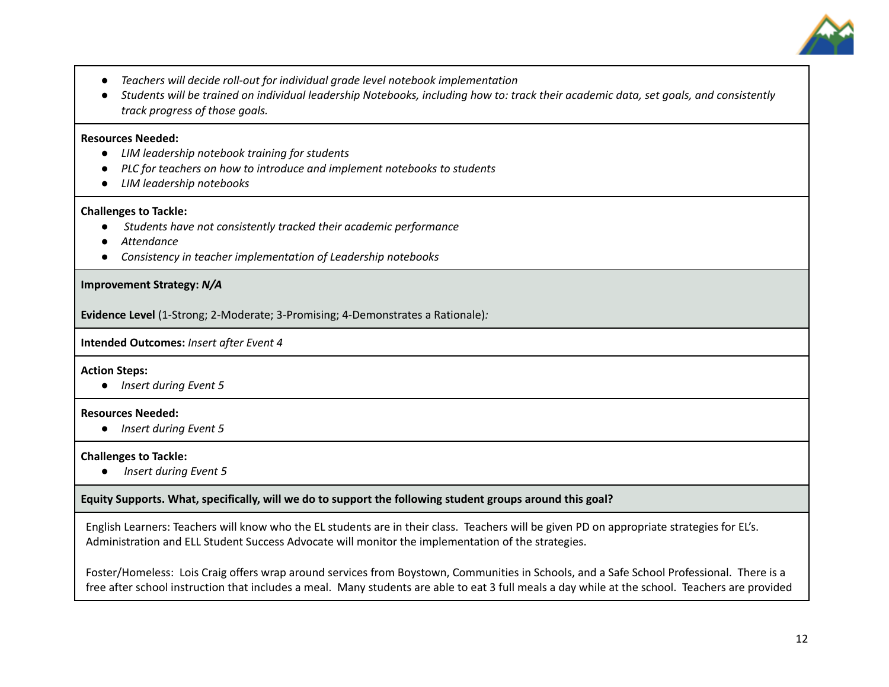- *Teachers will decide roll-out for individual grade level notebook implementation*
- *Students will be trained on individual leadership Notebooks, including how to: track their academic data, set goals, and consistently track progress of those goals.*

**Resources Needed:**

- *LIM leadership notebook training for students*
- *PLC for teachers on how to introduce and implement notebooks to students*
- *LIM leadership notebooks*

**Challenges to Tackle:**

- *Students have not consistently tracked their academic performance*
- *Attendance*
- *Consistency in teacher implementation of Leadership notebooks*

**Improvement Strategy:** ***N/A***

**Evidence Level** (1-Strong; 2-Moderate; 3-Promising; 4-Demonstrates a Rationale)*:*

**Intended Outcomes:** *Insert after Event 4*

**Action Steps:**

- *Insert during Event 5*

**Resources Needed:**

- *Insert during Event 5*

**Challenges to Tackle:**

- *Insert during Event 5*

**Equity Supports. What, specifically, will we do to support the following student groups around this goal?**

English Learners: Teachers will know who the EL students are in their class. Teachers will be given PD on appropriate strategies for EL's. Administration and ELL Student Success Advocate will monitor the implementation of the strategies.

Foster/Homeless: Lois Craig offers wrap around services from Boystown, Communities in Schools, and a Safe School Professional. There is a free after school instruction that includes a meal. Many students are able to eat 3 full meals a day while at the school. Teachers are provided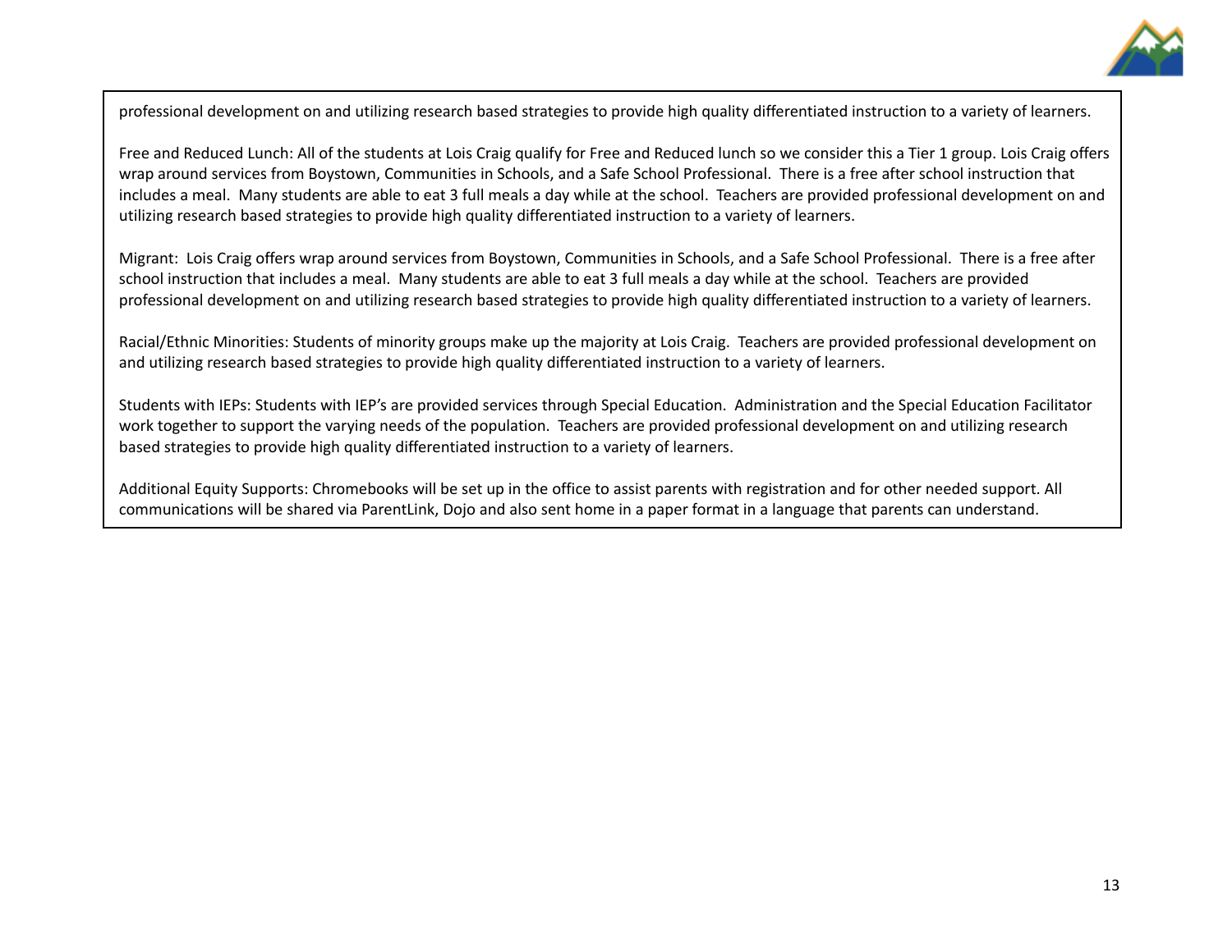professional development on and utilizing research based strategies to provide high quality differentiated instruction to a variety of learners.

Free and Reduced Lunch: All of the students at Lois Craig qualify for Free and Reduced lunch so we consider this a Tier 1 group. Lois Craig offers wrap around services from Boystown, Communities in Schools, and a Safe School Professional. There is a free after school instruction that includes a meal. Many students are able to eat 3 full meals a day while at the school. Teachers are provided professional development on and utilizing research based strategies to provide high quality differentiated instruction to a variety of learners.

Migrant: Lois Craig offers wrap around services from Boystown, Communities in Schools, and a Safe School Professional. There is a free after school instruction that includes a meal. Many students are able to eat 3 full meals a day while at the school. Teachers are provided professional development on and utilizing research based strategies to provide high quality differentiated instruction to a variety of learners.

Racial/Ethnic Minorities: Students of minority groups make up the majority at Lois Craig. Teachers are provided professional development on and utilizing research based strategies to provide high quality differentiated instruction to a variety of learners.

Students with IEPs: Students with IEP's are provided services through Special Education. Administration and the Special Education Facilitator work together to support the varying needs of the population. Teachers are provided professional development on and utilizing research based strategies to provide high quality differentiated instruction to a variety of learners.

Additional Equity Supports: Chromebooks will be set up in the office to assist parents with registration and for other needed support. All communications will be shared via ParentLink, Dojo and also sent home in a paper format in a language that parents can understand.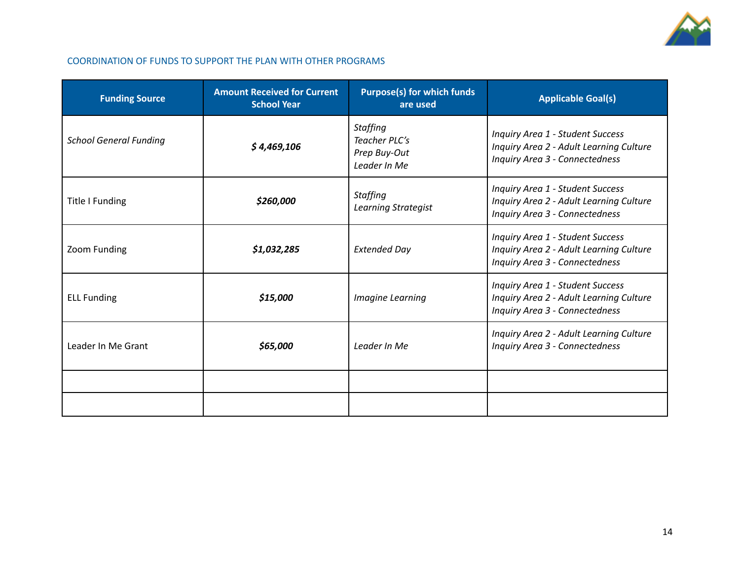## COORDINATION OF FUNDS TO SUPPORT THE PLAN WITH OTHER PROGRAMS

| Funding Source | Amount Received for Current School Year | Purpose(s) for which funds are used | Applicable Goal(s) |
|---|---|---|---|
| *School General Funding* | ***$ 4,469,106*** | *Staffing*<br>*Teacher PLC's*<br>*Prep Buy-Out*<br>*Leader In Me* | *Inquiry Area 1 - Student Success*<br>*Inquiry Area 2 - Adult Learning Culture*<br>*Inquiry Area 3 - Connectedness* |
| Title I Funding | ***$260,000*** | *Staffing*<br>*Learning Strategist* | *Inquiry Area 1 - Student Success*<br>*Inquiry Area 2 - Adult Learning Culture*<br>*Inquiry Area 3 - Connectedness* |
| Zoom Funding | ***$1,032,285*** | *Extended Day* | *Inquiry Area 1 - Student Success*<br>*Inquiry Area 2 - Adult Learning Culture*<br>*Inquiry Area 3 - Connectedness* |
| ELL Funding | ***$15,000*** | *Imagine Learning* | *Inquiry Area 1 - Student Success*<br>*Inquiry Area 2 - Adult Learning Culture*<br>*Inquiry Area 3 - Connectedness* |
| Leader In Me Grant | ***$65,000*** | *Leader In Me* | *Inquiry Area 2 - Adult Learning Culture*<br>*Inquiry Area 3 - Connectedness* |
| | | | |
| | | | |